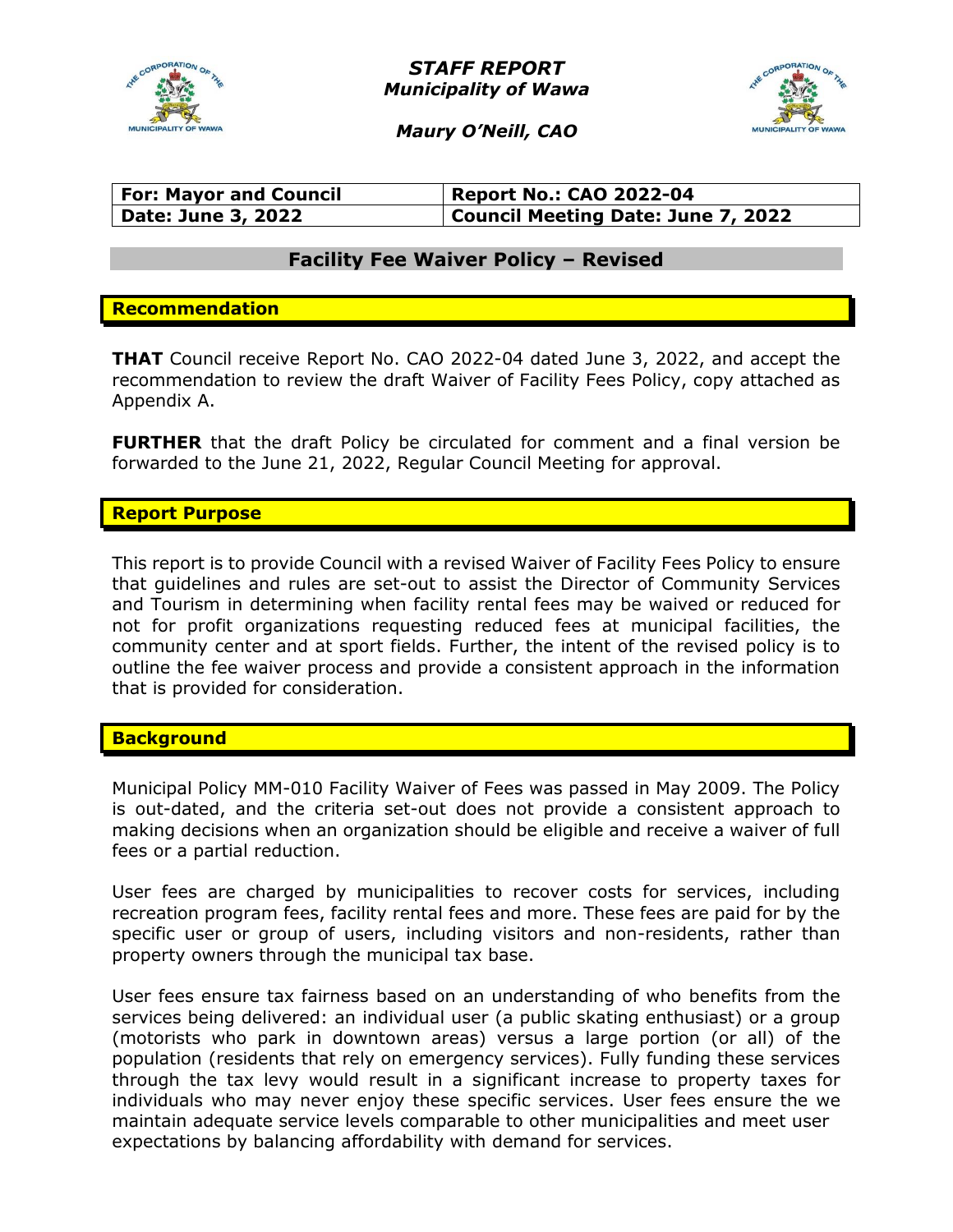***STAFF REPORT***
***Municipality of Wawa***

***Maury O'Neill, CAO***

| **For: Mayor and Council** | **Report No.: CAO 2022-04** |
|---|---|
| **Date: June 3, 2022** | **Council Meeting Date: June 7, 2022** |

## Facility Fee Waiver Policy – Revised

### Recommendation

**THAT** Council receive Report No. CAO 2022-04 dated June 3, 2022, and accept the recommendation to review the draft Waiver of Facility Fees Policy, copy attached as Appendix A.

**FURTHER** that the draft Policy be circulated for comment and a final version be forwarded to the June 21, 2022, Regular Council Meeting for approval.

### Report Purpose

This report is to provide Council with a revised Waiver of Facility Fees Policy to ensure that guidelines and rules are set-out to assist the Director of Community Services and Tourism in determining when facility rental fees may be waived or reduced for not for profit organizations requesting reduced fees at municipal facilities, the community center and at sport fields. Further, the intent of the revised policy is to outline the fee waiver process and provide a consistent approach in the information that is provided for consideration.

### Background

Municipal Policy MM-010 Facility Waiver of Fees was passed in May 2009. The Policy is out-dated, and the criteria set-out does not provide a consistent approach to making decisions when an organization should be eligible and receive a waiver of full fees or a partial reduction.

User fees are charged by municipalities to recover costs for services, including recreation program fees, facility rental fees and more. These fees are paid for by the specific user or group of users, including visitors and non-residents, rather than property owners through the municipal tax base.

User fees ensure tax fairness based on an understanding of who benefits from the services being delivered: an individual user (a public skating enthusiast) or a group (motorists who park in downtown areas) versus a large portion (or all) of the population (residents that rely on emergency services). Fully funding these services through the tax levy would result in a significant increase to property taxes for individuals who may never enjoy these specific services. User fees ensure the we maintain adequate service levels comparable to other municipalities and meet user expectations by balancing affordability with demand for services.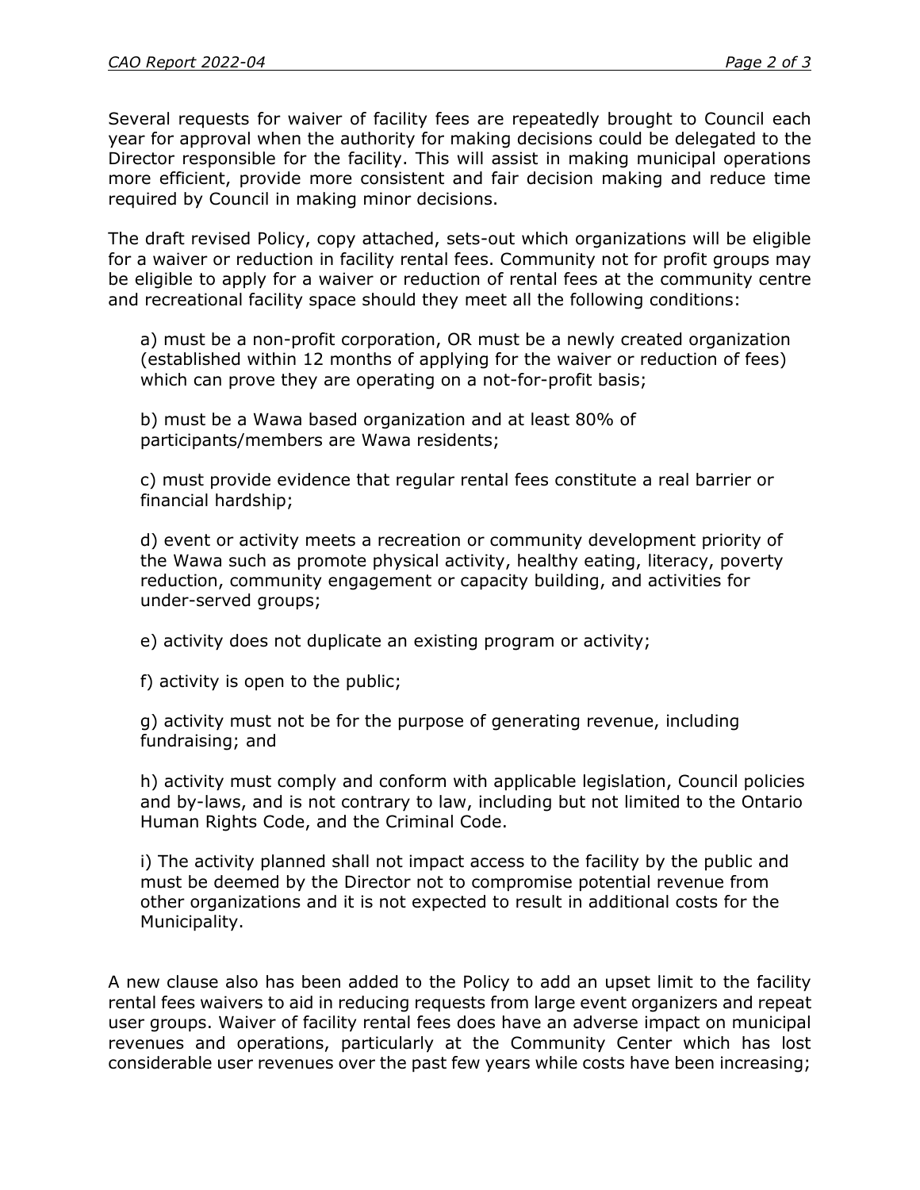Several requests for waiver of facility fees are repeatedly brought to Council each year for approval when the authority for making decisions could be delegated to the Director responsible for the facility. This will assist in making municipal operations more efficient, provide more consistent and fair decision making and reduce time required by Council in making minor decisions.

The draft revised Policy, copy attached, sets-out which organizations will be eligible for a waiver or reduction in facility rental fees. Community not for profit groups may be eligible to apply for a waiver or reduction of rental fees at the community centre and recreational facility space should they meet all the following conditions:

a) must be a non-profit corporation, OR must be a newly created organization (established within 12 months of applying for the waiver or reduction of fees) which can prove they are operating on a not-for-profit basis;

b) must be a Wawa based organization and at least 80% of participants/members are Wawa residents;

c) must provide evidence that regular rental fees constitute a real barrier or financial hardship;

d) event or activity meets a recreation or community development priority of the Wawa such as promote physical activity, healthy eating, literacy, poverty reduction, community engagement or capacity building, and activities for under-served groups;

e) activity does not duplicate an existing program or activity;

f) activity is open to the public;

g) activity must not be for the purpose of generating revenue, including fundraising; and

h) activity must comply and conform with applicable legislation, Council policies and by-laws, and is not contrary to law, including but not limited to the Ontario Human Rights Code, and the Criminal Code.

i) The activity planned shall not impact access to the facility by the public and must be deemed by the Director not to compromise potential revenue from other organizations and it is not expected to result in additional costs for the Municipality.

A new clause also has been added to the Policy to add an upset limit to the facility rental fees waivers to aid in reducing requests from large event organizers and repeat user groups. Waiver of facility rental fees does have an adverse impact on municipal revenues and operations, particularly at the Community Center which has lost considerable user revenues over the past few years while costs have been increasing;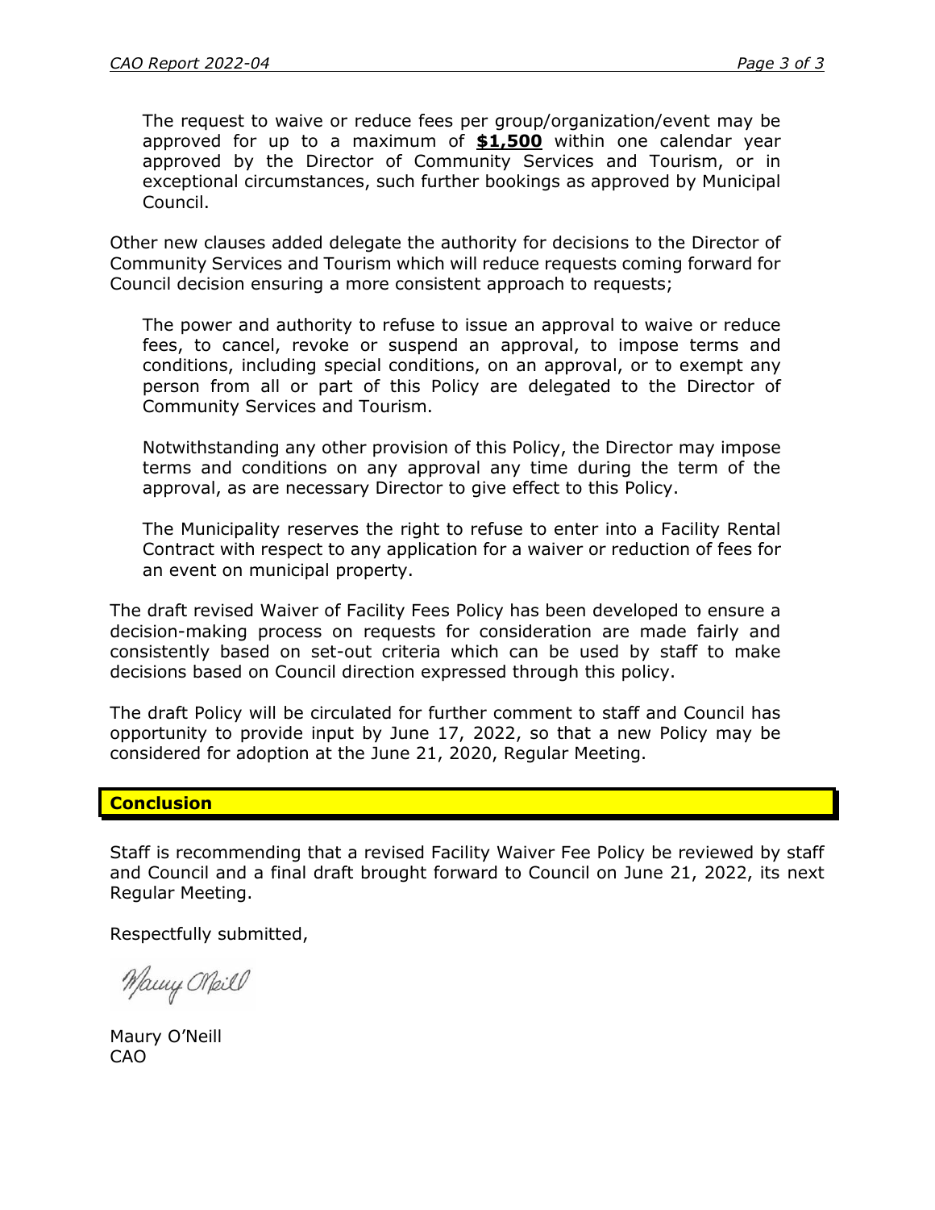The request to waive or reduce fees per group/organization/event may be approved for up to a maximum of **$1,500** within one calendar year approved by the Director of Community Services and Tourism, or in exceptional circumstances, such further bookings as approved by Municipal Council.

Other new clauses added delegate the authority for decisions to the Director of Community Services and Tourism which will reduce requests coming forward for Council decision ensuring a more consistent approach to requests;

The power and authority to refuse to issue an approval to waive or reduce fees, to cancel, revoke or suspend an approval, to impose terms and conditions, including special conditions, on an approval, or to exempt any person from all or part of this Policy are delegated to the Director of Community Services and Tourism.

Notwithstanding any other provision of this Policy, the Director may impose terms and conditions on any approval any time during the term of the approval, as are necessary Director to give effect to this Policy.

The Municipality reserves the right to refuse to enter into a Facility Rental Contract with respect to any application for a waiver or reduction of fees for an event on municipal property.

The draft revised Waiver of Facility Fees Policy has been developed to ensure a decision-making process on requests for consideration are made fairly and consistently based on set-out criteria which can be used by staff to make decisions based on Council direction expressed through this policy.

The draft Policy will be circulated for further comment to staff and Council has opportunity to provide input by June 17, 2022, so that a new Policy may be considered for adoption at the June 21, 2020, Regular Meeting.

## Conclusion

Staff is recommending that a revised Facility Waiver Fee Policy be reviewed by staff and Council and a final draft brought forward to Council on June 21, 2022, its next Regular Meeting.

Respectfully submitted,

Maury O'Neill
CAO